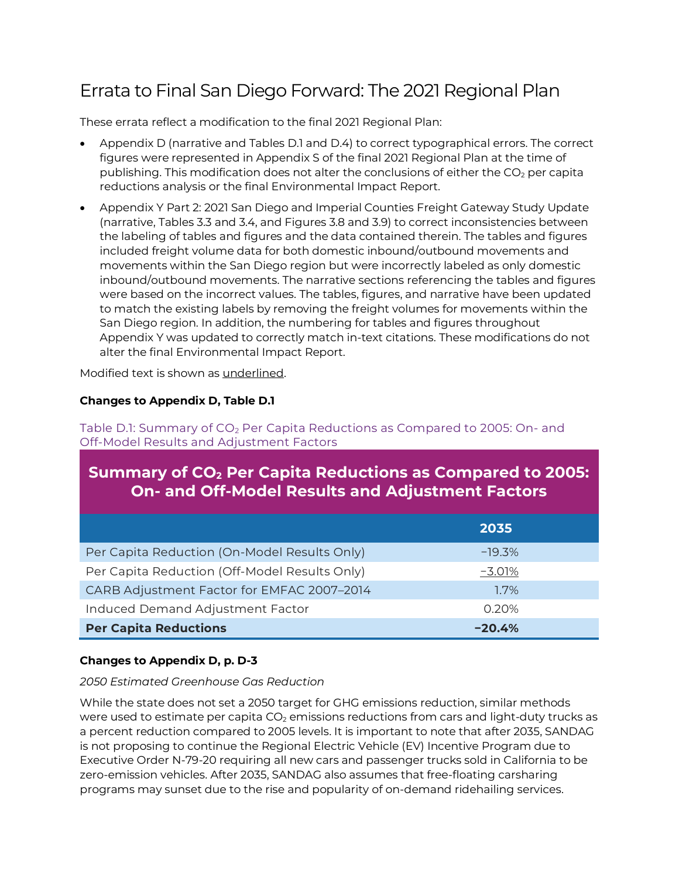# Errata to Final San Diego Forward: The 2021 Regional Plan

These errata reflect a modification to the final 2021 Regional Plan:

- Appendix D (narrative and Tables D.1 and D.4) to correct typographical errors. The correct figures were represented in Appendix S of the final 2021 Regional Plan at the time of publishing. This modification does not alter the conclusions of either the $CO_2$ per capita reductions analysis or the final Environmental Impact Report.
- Appendix Y Part 2: 2021 San Diego and Imperial Counties Freight Gateway Study Update (narrative, Tables 3.3 and 3.4, and Figures 3.8 and 3.9) to correct inconsistencies between the labeling of tables and figures and the data contained therein. The tables and figures included freight volume data for both domestic inbound/outbound movements and movements within the San Diego region but were incorrectly labeled as only domestic inbound/outbound movements. The narrative sections referencing the tables and figures were based on the incorrect values. The tables, figures, and narrative have been updated to match the existing labels by removing the freight volumes for movements within the San Diego region. In addition, the numbering for tables and figures throughout Appendix Y was updated to correctly match in-text citations. These modifications do not alter the final Environmental Impact Report.

Modified text is shown as <u>underlined</u>.

**Changes to Appendix D, Table D.1**

Table D.1: Summary of $CO_2$ Per Capita Reductions as Compared to 2005: On- and Off-Model Results and Adjustment Factors

| Summary of $CO_2$ Per Capita Reductions as Compared to 2005: On- and Off-Model Results and Adjustment Factors | 2035 |
|---|---|
| Per Capita Reduction (On-Model Results Only) | −19.3% |
| Per Capita Reduction (Off-Model Results Only) | <u>−3.01%</u> |
| CARB Adjustment Factor for EMFAC 2007–2014 | 1.7% |
| Induced Demand Adjustment Factor | 0.20% |
| **Per Capita Reductions** | **−20.4%** |

**Changes to Appendix D, p. D-3**

*2050 Estimated Greenhouse Gas Reduction*

While the state does not set a 2050 target for GHG emissions reduction, similar methods were used to estimate per capita $CO_2$ emissions reductions from cars and light-duty trucks as a percent reduction compared to 2005 levels. It is important to note that after 2035, SANDAG is not proposing to continue the Regional Electric Vehicle (EV) Incentive Program due to Executive Order N-79-20 requiring all new cars and passenger trucks sold in California to be zero-emission vehicles. After 2035, SANDAG also assumes that free-floating carsharing programs may sunset due to the rise and popularity of on-demand ridehailing services.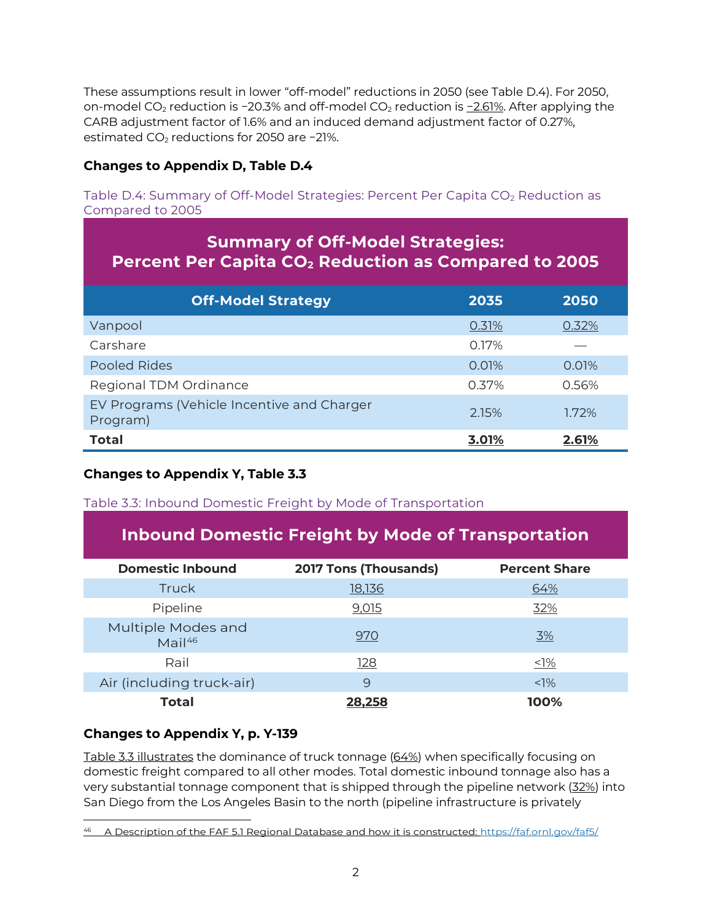These assumptions result in lower "off-model" reductions in 2050 (see Table D.4). For 2050, on-model $CO_2$ reduction is −20.3% and off-model $CO_2$ reduction is −2.61%. After applying the CARB adjustment factor of 1.6% and an induced demand adjustment factor of 0.27%, estimated $CO_2$ reductions for 2050 are −21%.

### Changes to Appendix D, Table D.4

Table D.4: Summary of Off-Model Strategies: Percent Per Capita $CO_2$ Reduction as Compared to 2005

| Summary of Off-Model Strategies: Percent Per Capita $CO_2$ Reduction as Compared to 2005 | | |
|---|---|---|
| **Off-Model Strategy** | **2035** | **2050** |
| Vanpool | 0.31% | 0.32% |
| Carshare | 0.17% | — |
| Pooled Rides | 0.01% | 0.01% |
| Regional TDM Ordinance | 0.37% | 0.56% |
| EV Programs (Vehicle Incentive and Charger Program) | 2.15% | 1.72% |
| **Total** | **3.01%** | **2.61%** |

### Changes to Appendix Y, Table 3.3

Table 3.3: Inbound Domestic Freight by Mode of Transportation

| Inbound Domestic Freight by Mode of Transportation | | |
|---|---|---|
| **Domestic Inbound** | **2017 Tons (Thousands)** | **Percent Share** |
| Truck | 18,136 | 64% |
| Pipeline | 9,015 | 32% |
| Multiple Modes and Mail[46] | 970 | 3% |
| Rail | 128 | <1% |
| Air (including truck-air) | 9 | <1% |
| **Total** | **28,258** | **100%** |

### Changes to Appendix Y, p. Y-139

Table 3.3 illustrates the dominance of truck tonnage (64%) when specifically focusing on domestic freight compared to all other modes. Total domestic inbound tonnage also has a very substantial tonnage component that is shipped through the pipeline network (32%) into San Diego from the Los Angeles Basin to the north (pipeline infrastructure is privately

[46] A Description of the FAF 5.1 Regional Database and how it is constructed: https://faf.ornl.gov/faf5/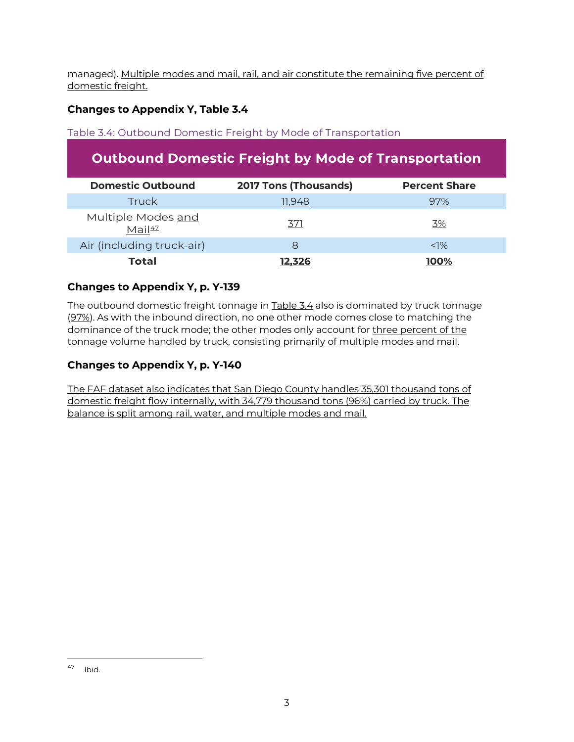managed). Multiple modes and mail, rail, and air constitute the remaining five percent of domestic freight.

### Changes to Appendix Y, Table 3.4

Table 3.4: Outbound Domestic Freight by Mode of Transportation

| Outbound Domestic Freight by Mode of Transportation | | |
|---|---|---|
| **Domestic Outbound** | **2017 Tons (Thousands)** | **Percent Share** |
| Truck | 11,948 | 97% |
| Multiple Modes and Mail[47] | 371 | 3% |
| Air (including truck-air) | 8 | <1% |
| **Total** | **12,326** | **100%** |

### Changes to Appendix Y, p. Y-139

The outbound domestic freight tonnage in Table 3.4 also is dominated by truck tonnage (97%). As with the inbound direction, no one other mode comes close to matching the dominance of the truck mode; the other modes only account for three percent of the tonnage volume handled by truck, consisting primarily of multiple modes and mail.

### Changes to Appendix Y, p. Y-140

The FAF dataset also indicates that San Diego County handles 35,301 thousand tons of domestic freight flow internally, with 34,779 thousand tons (96%) carried by truck. The balance is split among rail, water, and multiple modes and mail.

---

[47] Ibid.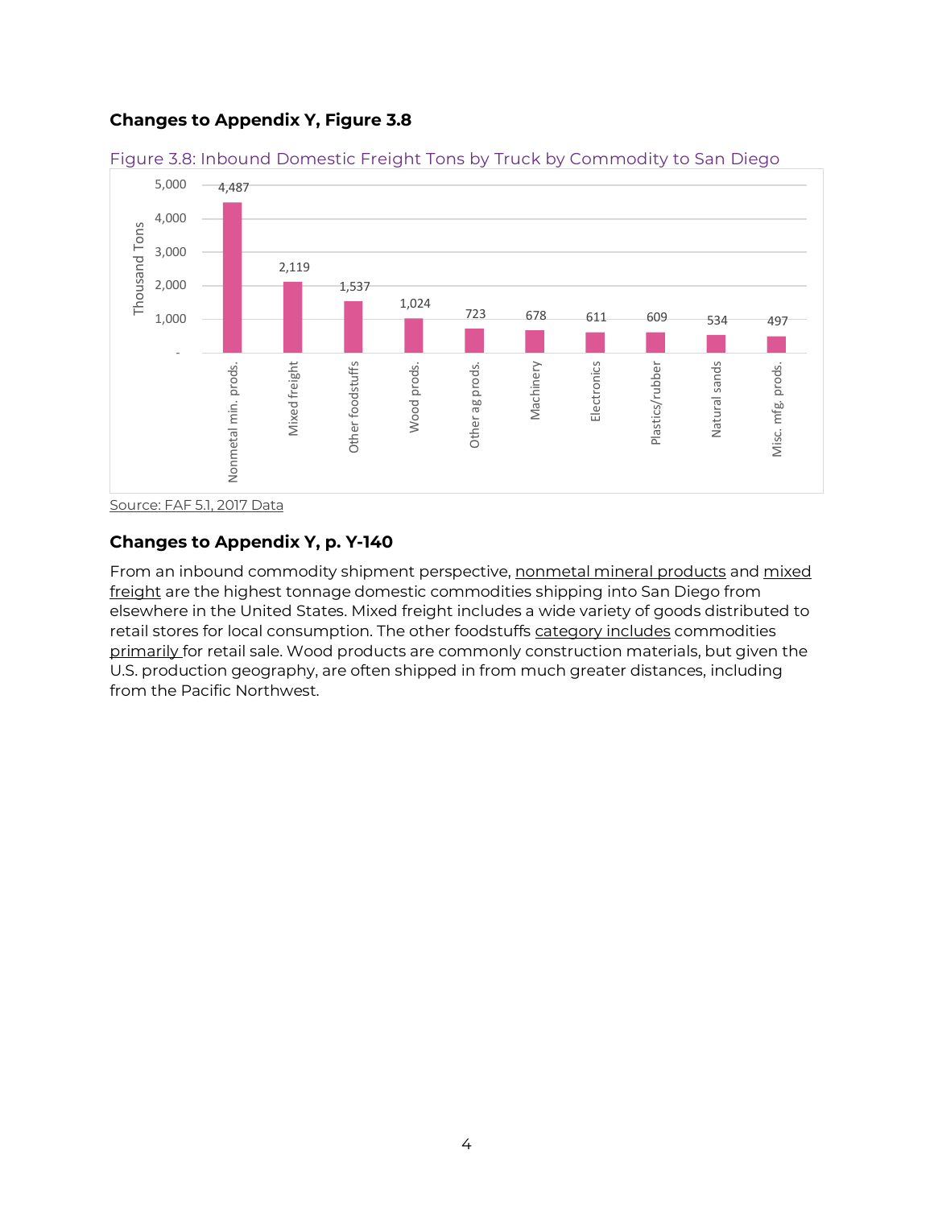### Changes to Appendix Y, Figure 3.8

Figure 3.8: Inbound Domestic Freight Tons by Truck by Commodity to San Diego

| Commodity | Thousand Tons |
|---|---|
| Nonmetal min. prods. | 4,487 |
| Mixed freight | 2,119 |
| Other foodstuffs | 1,537 |
| Wood prods. | 1,024 |
| Other ag prods. | 723 |
| Machinery | 678 |
| Electronics | 611 |
| Plastics/rubber | 609 |
| Natural sands | 534 |
| Misc. mfg. prods. | 497 |

Source: FAF 5.1, 2017 Data

### Changes to Appendix Y, p. Y-140

From an inbound commodity shipment perspective, nonmetal mineral products and mixed freight are the highest tonnage domestic commodities shipping into San Diego from elsewhere in the United States. Mixed freight includes a wide variety of goods distributed to retail stores for local consumption. The other foodstuffs category includes commodities primarily for retail sale. Wood products are commonly construction materials, but given the U.S. production geography, are often shipped in from much greater distances, including from the Pacific Northwest.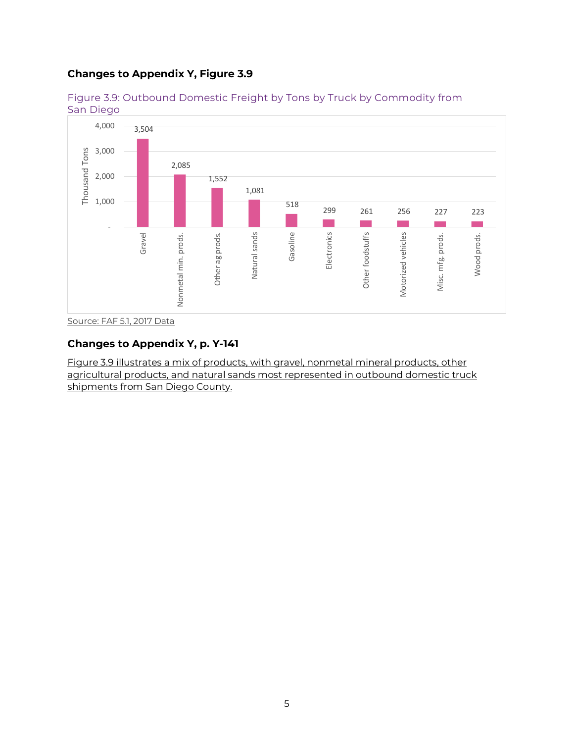### Changes to Appendix Y, Figure 3.9

Figure 3.9: Outbound Domestic Freight by Tons by Truck by Commodity from San Diego

Thousand Tons

4,000
3,000
2,000
1,000
-

3,504
2,085
1,552
1,081
518
299
261
256
227
223

Gravel
Nonmetal min. prods.
Other ag prods.
Natural sands
Gasoline
Electronics
Other foodstuffs
Motorized vehicles
Misc. mfg. prods.
Wood prods.

Source: FAF 5.1, 2017 Data

### Changes to Appendix Y, p. Y-141

Figure 3.9 illustrates a mix of products, with gravel, nonmetal mineral products, other agricultural products, and natural sands most represented in outbound domestic truck shipments from San Diego County.